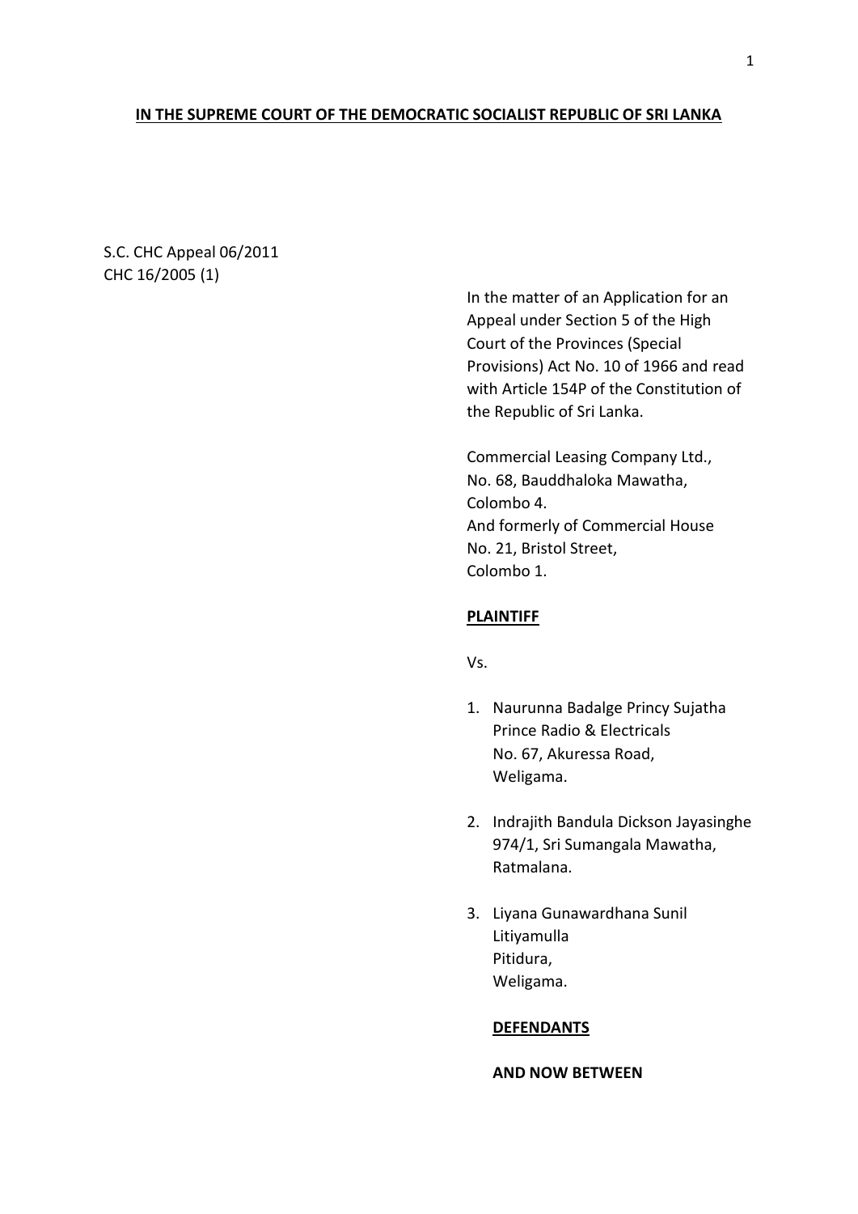**IN THE SUPREME COURT OF THE DEMOCRATIC SOCIALIST REPUBLIC OF SRI LANKA**

S.C. CHC Appeal 06/2011
CHC 16/2005 (1)

In the matter of an Application for an Appeal under Section 5 of the High Court of the Provinces (Special Provisions) Act No. 10 of 1966 and read with Article 154P of the Constitution of the Republic of Sri Lanka.

Commercial Leasing Company Ltd.,
No. 68, Bauddhaloka Mawatha,
Colombo 4.
And formerly of Commercial House
No. 21, Bristol Street,
Colombo 1.

**PLAINTIFF**

Vs.

1. Naurunna Badalge Princy Sujatha
   Prince Radio & Electricals
   No. 67, Akuressa Road,
   Weligama.

2. Indrajith Bandula Dickson Jayasinghe
   974/1, Sri Sumangala Mawatha,
   Ratmalana.

3. Liyana Gunawardhana Sunil
   Litiyamulla
   Pitidura,
   Weligama.

**DEFENDANTS**

**AND NOW BETWEEN**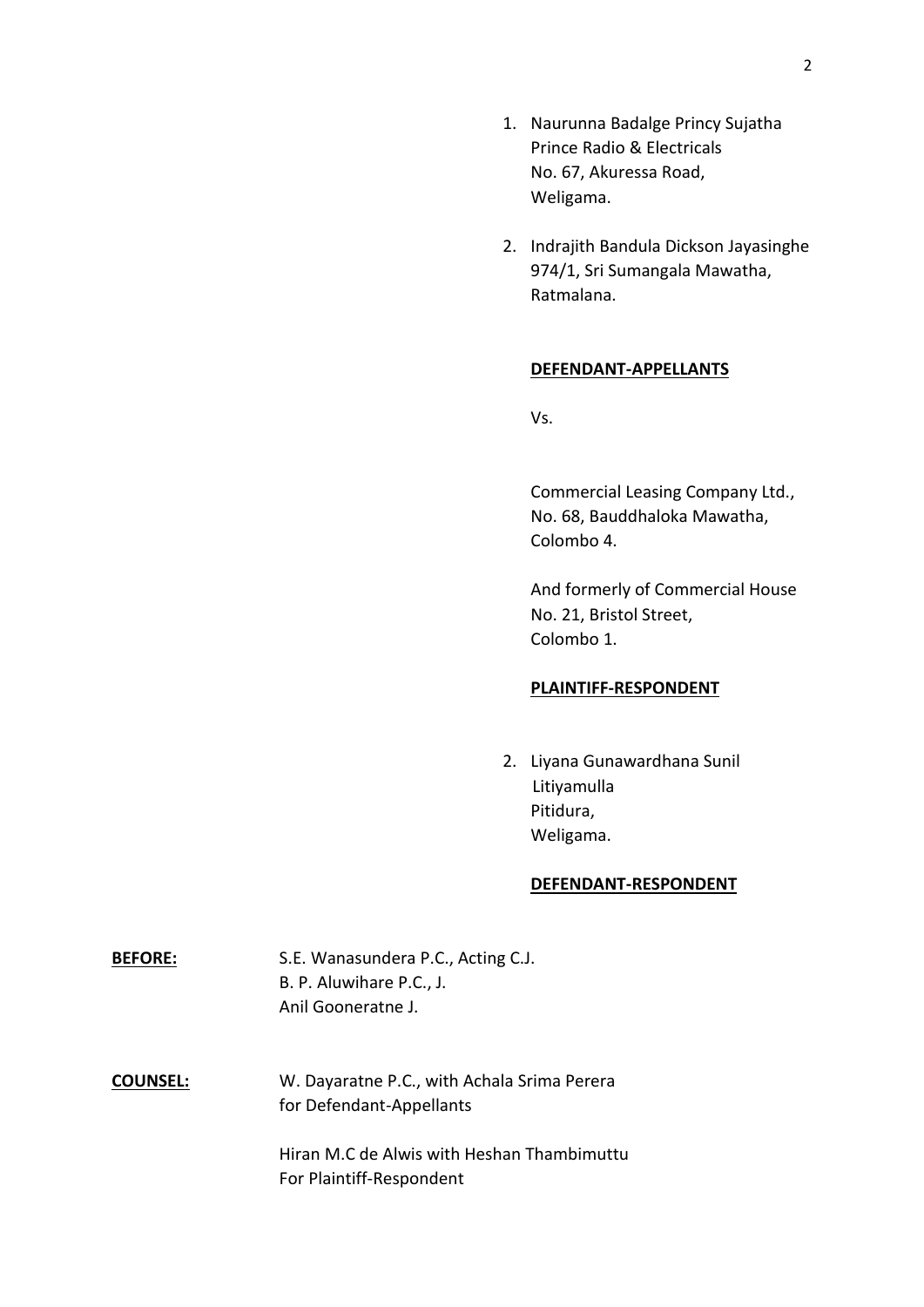1. Naurunna Badalge Princy Sujatha
   Prince Radio & Electricals
   No. 67, Akuressa Road,
   Weligama.

2. Indrajith Bandula Dickson Jayasinghe
   974/1, Sri Sumangala Mawatha,
   Ratmalana.

**DEFENDANT-APPELLANTS**

Vs.

Commercial Leasing Company Ltd.,
No. 68, Bauddhaloka Mawatha,
Colombo 4.

And formerly of Commercial House
No. 21, Bristol Street,
Colombo 1.

**PLAINTIFF-RESPONDENT**

2. Liyana Gunawardhana Sunil
   Litiyamulla
   Pitidura,
   Weligama.

**DEFENDANT-RESPONDENT**

**BEFORE:** S.E. Wanasundera P.C., Acting C.J.
B. P. Aluwihare P.C., J.
Anil Gooneratne J.

**COUNSEL:** W. Dayaratne P.C., with Achala Srima Perera
for Defendant-Appellants

Hiran M.C de Alwis with Heshan Thambimuttu
For Plaintiff-Respondent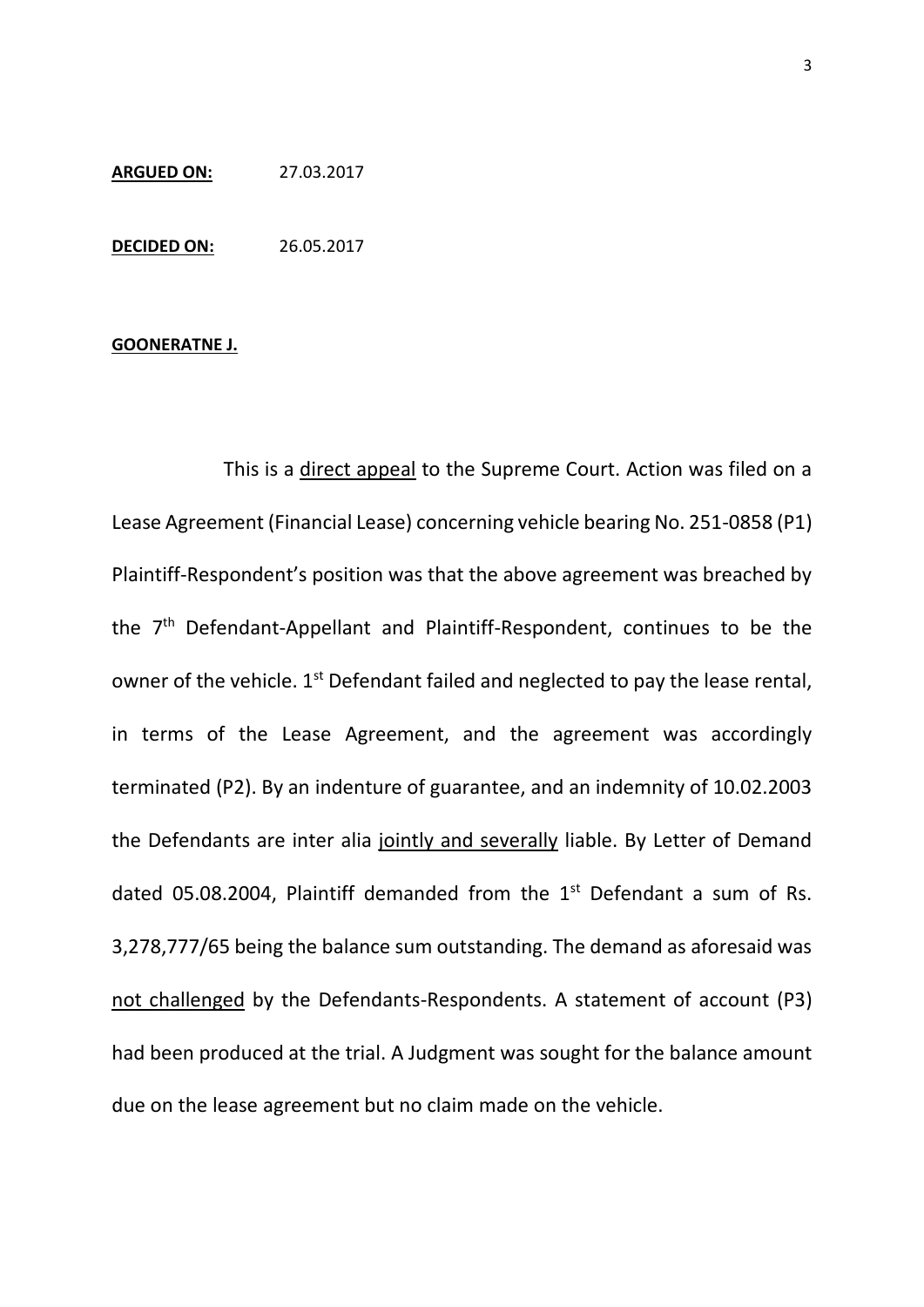**ARGUED ON:** 27.03.2017

**DECIDED ON:** 26.05.2017

**GOONERATNE J.**

This is a direct appeal to the Supreme Court. Action was filed on a Lease Agreement (Financial Lease) concerning vehicle bearing No. 251-0858 (P1) Plaintiff-Respondent's position was that the above agreement was breached by the 7th Defendant-Appellant and Plaintiff-Respondent, continues to be the owner of the vehicle. 1st Defendant failed and neglected to pay the lease rental, in terms of the Lease Agreement, and the agreement was accordingly terminated (P2). By an indenture of guarantee, and an indemnity of 10.02.2003 the Defendants are inter alia jointly and severally liable. By Letter of Demand dated 05.08.2004, Plaintiff demanded from the 1st Defendant a sum of Rs. 3,278,777/65 being the balance sum outstanding. The demand as aforesaid was not challenged by the Defendants-Respondents. A statement of account (P3) had been produced at the trial. A Judgment was sought for the balance amount due on the lease agreement but no claim made on the vehicle.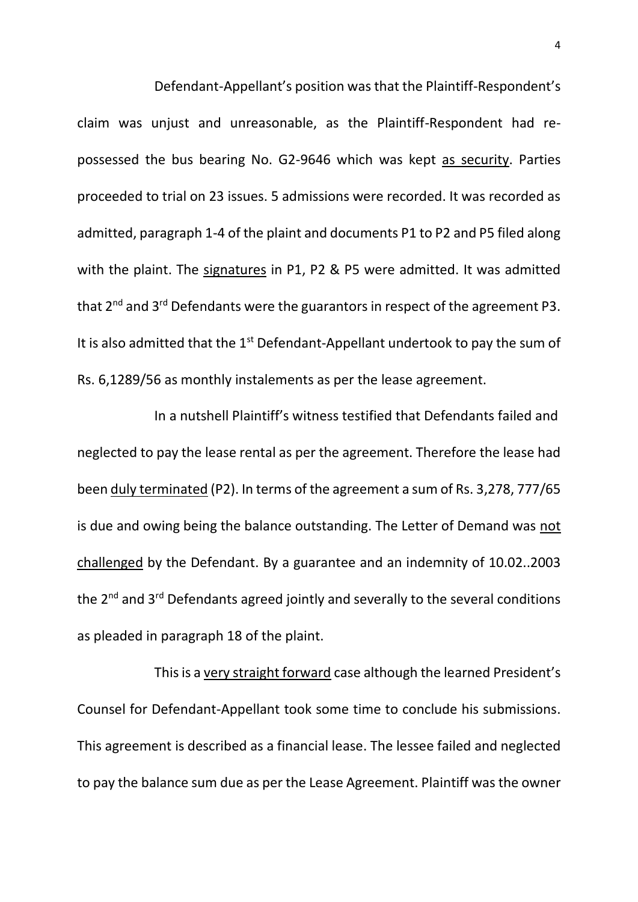Defendant-Appellant's position was that the Plaintiff-Respondent's claim was unjust and unreasonable, as the Plaintiff-Respondent had re-possessed the bus bearing No. G2-9646 which was kept as security. Parties proceeded to trial on 23 issues. 5 admissions were recorded. It was recorded as admitted, paragraph 1-4 of the plaint and documents P1 to P2 and P5 filed along with the plaint. The signatures in P1, P2 & P5 were admitted. It was admitted that 2nd and 3rd Defendants were the guarantors in respect of the agreement P3. It is also admitted that the 1st Defendant-Appellant undertook to pay the sum of Rs. 6,1289/56 as monthly instalements as per the lease agreement.

In a nutshell Plaintiff's witness testified that Defendants failed and neglected to pay the lease rental as per the agreement. Therefore the lease had been duly terminated (P2). In terms of the agreement a sum of Rs. 3,278, 777/65 is due and owing being the balance outstanding. The Letter of Demand was not challenged by the Defendant. By a guarantee and an indemnity of 10.02..2003 the 2nd and 3rd Defendants agreed jointly and severally to the several conditions as pleaded in paragraph 18 of the plaint.

This is a very straight forward case although the learned President's Counsel for Defendant-Appellant took some time to conclude his submissions. This agreement is described as a financial lease. The lessee failed and neglected to pay the balance sum due as per the Lease Agreement. Plaintiff was the owner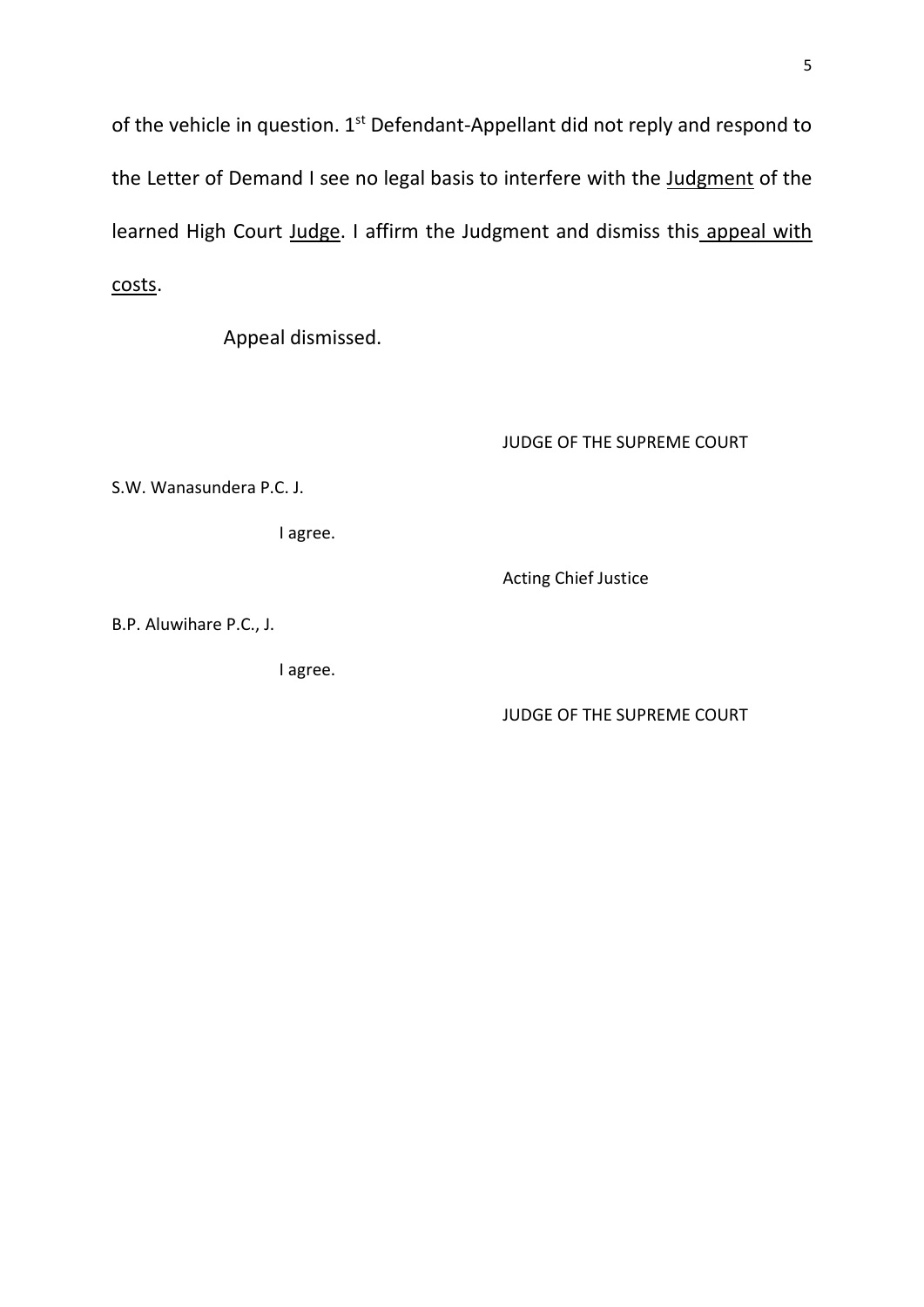of the vehicle in question. 1st Defendant-Appellant did not reply and respond to the Letter of Demand I see no legal basis to interfere with the Judgment of the learned High Court Judge. I affirm the Judgment and dismiss this appeal with costs.

Appeal dismissed.

JUDGE OF THE SUPREME COURT

S.W. Wanasundera P.C. J.

I agree.

Acting Chief Justice

B.P. Aluwihare P.C., J.

I agree.

JUDGE OF THE SUPREME COURT